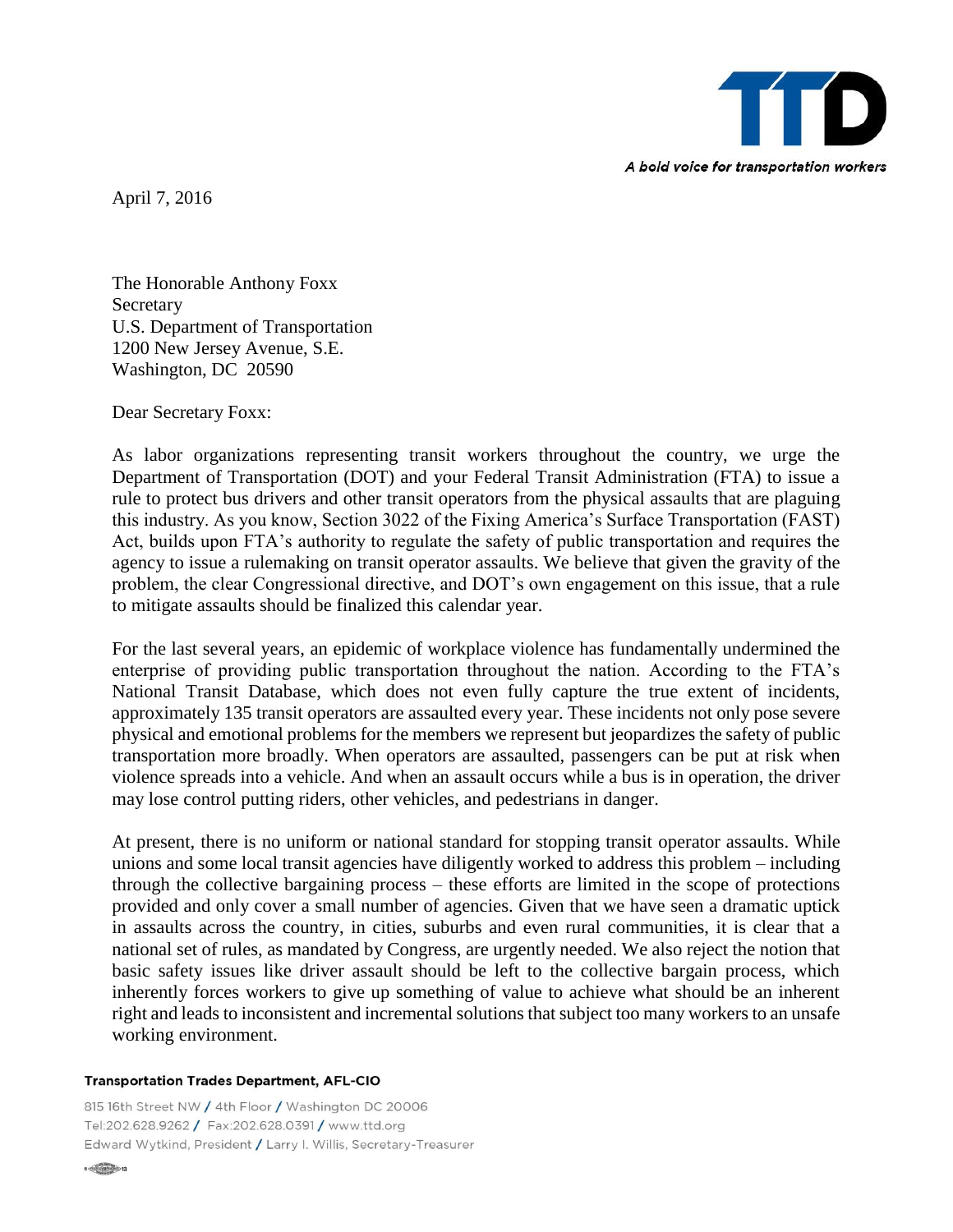**TTD**

*A bold voice for transportation workers*

April 7, 2016

The Honorable Anthony Foxx
Secretary
U.S. Department of Transportation
1200 New Jersey Avenue, S.E.
Washington, DC 20590

Dear Secretary Foxx:

As labor organizations representing transit workers throughout the country, we urge the Department of Transportation (DOT) and your Federal Transit Administration (FTA) to issue a rule to protect bus drivers and other transit operators from the physical assaults that are plaguing this industry. As you know, Section 3022 of the Fixing America's Surface Transportation (FAST) Act, builds upon FTA's authority to regulate the safety of public transportation and requires the agency to issue a rulemaking on transit operator assaults. We believe that given the gravity of the problem, the clear Congressional directive, and DOT's own engagement on this issue, that a rule to mitigate assaults should be finalized this calendar year.

For the last several years, an epidemic of workplace violence has fundamentally undermined the enterprise of providing public transportation throughout the nation. According to the FTA's National Transit Database, which does not even fully capture the true extent of incidents, approximately 135 transit operators are assaulted every year. These incidents not only pose severe physical and emotional problems for the members we represent but jeopardizes the safety of public transportation more broadly. When operators are assaulted, passengers can be put at risk when violence spreads into a vehicle. And when an assault occurs while a bus is in operation, the driver may lose control putting riders, other vehicles, and pedestrians in danger.

At present, there is no uniform or national standard for stopping transit operator assaults. While unions and some local transit agencies have diligently worked to address this problem – including through the collective bargaining process – these efforts are limited in the scope of protections provided and only cover a small number of agencies. Given that we have seen a dramatic uptick in assaults across the country, in cities, suburbs and even rural communities, it is clear that a national set of rules, as mandated by Congress, are urgently needed. We also reject the notion that basic safety issues like driver assault should be left to the collective bargain process, which inherently forces workers to give up something of value to achieve what should be an inherent right and leads to inconsistent and incremental solutions that subject too many workers to an unsafe working environment.

**Transportation Trades Department, AFL-CIO**

815 16th Street NW / 4th Floor / Washington DC 20006
Tel:202.628.9262 / Fax:202.628.0391 / www.ttd.org
Edward Wytkind, President / Larry I. Willis, Secretary-Treasurer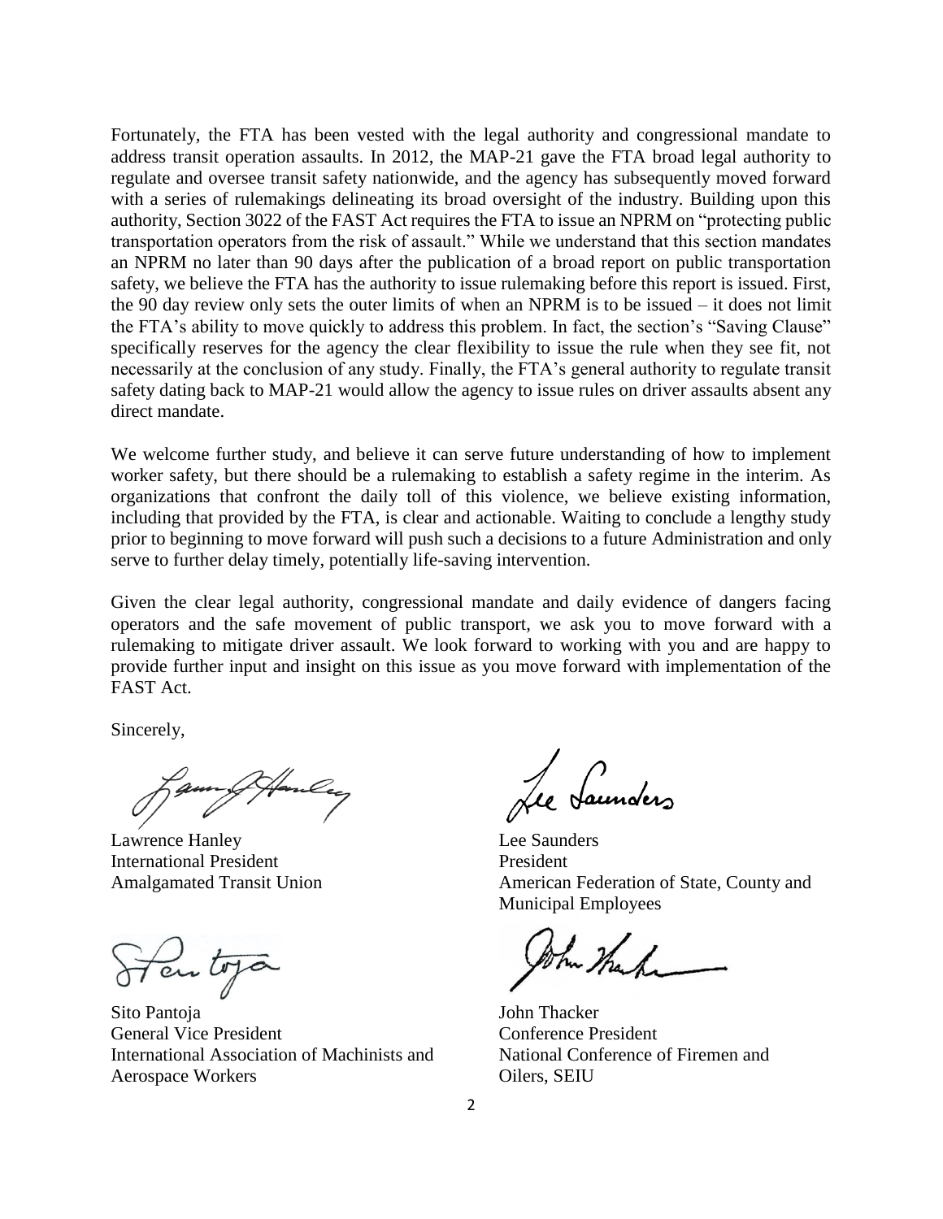Fortunately, the FTA has been vested with the legal authority and congressional mandate to address transit operation assaults. In 2012, the MAP-21 gave the FTA broad legal authority to regulate and oversee transit safety nationwide, and the agency has subsequently moved forward with a series of rulemakings delineating its broad oversight of the industry. Building upon this authority, Section 3022 of the FAST Act requires the FTA to issue an NPRM on "protecting public transportation operators from the risk of assault." While we understand that this section mandates an NPRM no later than 90 days after the publication of a broad report on public transportation safety, we believe the FTA has the authority to issue rulemaking before this report is issued. First, the 90 day review only sets the outer limits of when an NPRM is to be issued – it does not limit the FTA's ability to move quickly to address this problem. In fact, the section's "Saving Clause" specifically reserves for the agency the clear flexibility to issue the rule when they see fit, not necessarily at the conclusion of any study. Finally, the FTA's general authority to regulate transit safety dating back to MAP-21 would allow the agency to issue rules on driver assaults absent any direct mandate.

We welcome further study, and believe it can serve future understanding of how to implement worker safety, but there should be a rulemaking to establish a safety regime in the interim. As organizations that confront the daily toll of this violence, we believe existing information, including that provided by the FTA, is clear and actionable. Waiting to conclude a lengthy study prior to beginning to move forward will push such a decisions to a future Administration and only serve to further delay timely, potentially life-saving intervention.

Given the clear legal authority, congressional mandate and daily evidence of dangers facing operators and the safe movement of public transport, we ask you to move forward with a rulemaking to mitigate driver assault. We look forward to working with you and are happy to provide further input and insight on this issue as you move forward with implementation of the FAST Act.

Sincerely,

Lawrence Hanley
International President
Amalgamated Transit Union

Lee Saunders
President
American Federation of State, County and Municipal Employees

Sito Pantoja
General Vice President
International Association of Machinists and Aerospace Workers

John Thacker
Conference President
National Conference of Firemen and Oilers, SEIU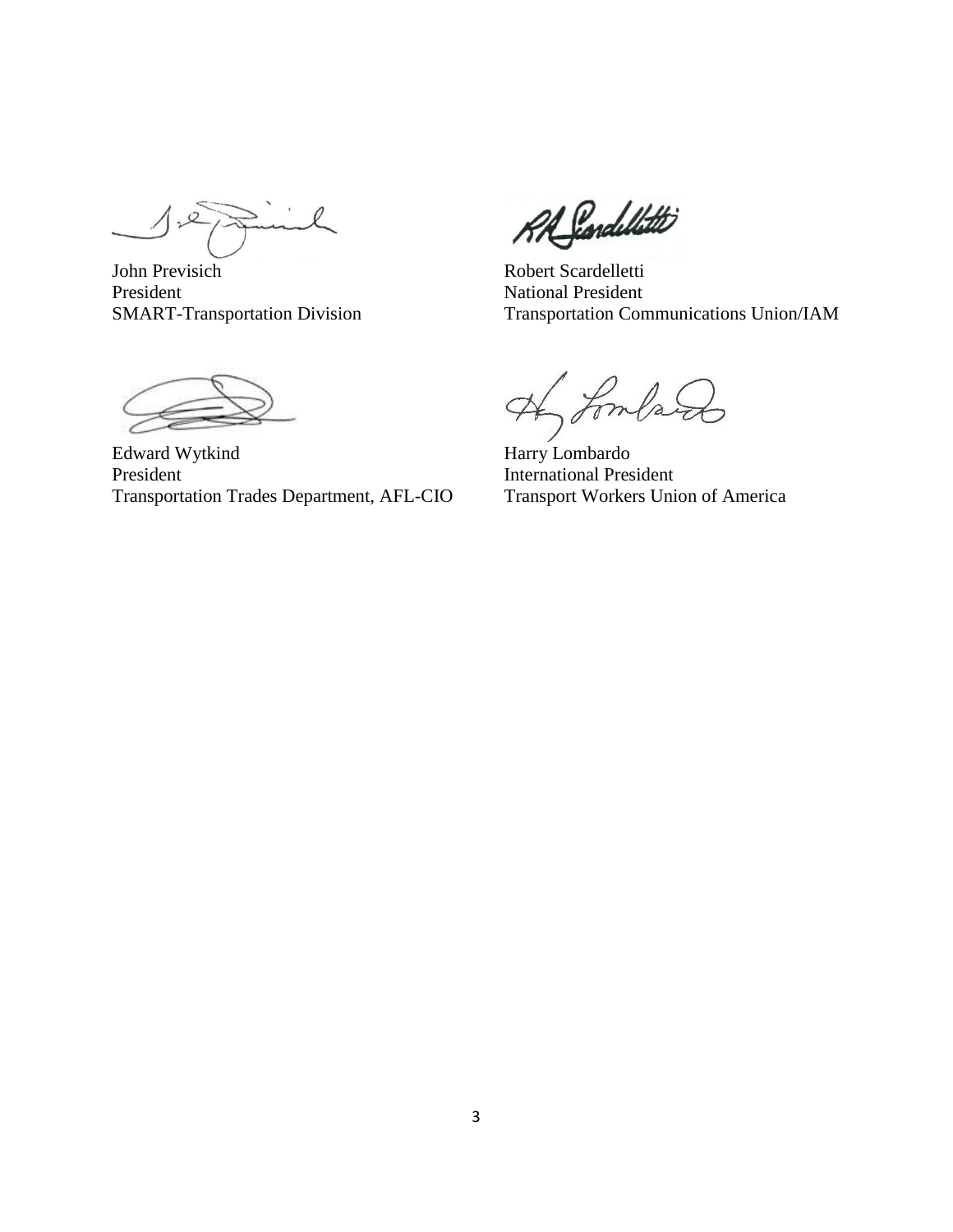John Previsich
President
SMART-Transportation Division

Robert Scardelletti
National President
Transportation Communications Union/IAM

Edward Wytkind
President
Transportation Trades Department, AFL-CIO

Harry Lombardo
International President
Transport Workers Union of America